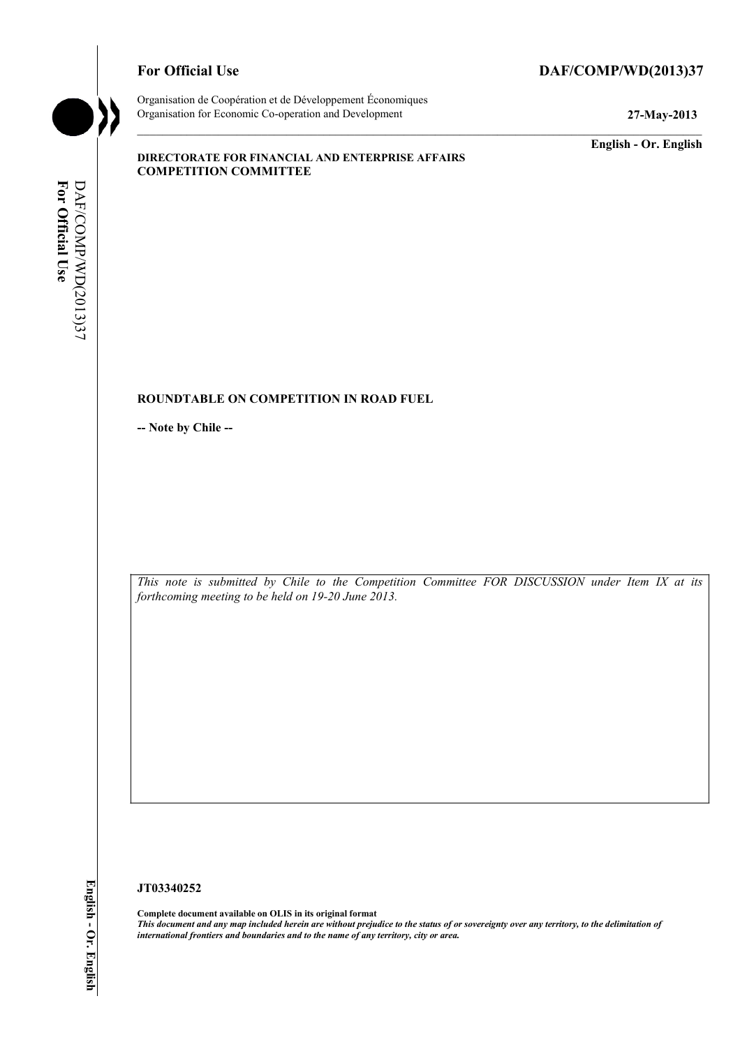**For Official Use** **DAF/COMP/WD(2013)37**

Organisation de Coopération et de Développement Économiques
Organisation for Economic Co-operation and Development

**27-May-2013**

**English - Or. English**

**DIRECTORATE FOR FINANCIAL AND ENTERPRISE AFFAIRS**
**COMPETITION COMMITTEE**

**ROUNDTABLE ON COMPETITION IN ROAD FUEL**

**-- Note by Chile --**

*This note is submitted by Chile to the Competition Committee FOR DISCUSSION under Item IX at its forthcoming meeting to be held on 19-20 June 2013.*

**JT03340252**

**Complete document available on OLIS in its original format**
***This document and any map included herein are without prejudice to the status of or sovereignty over any territory, to the delimitation of international frontiers and boundaries and to the name of any territory, city or area.***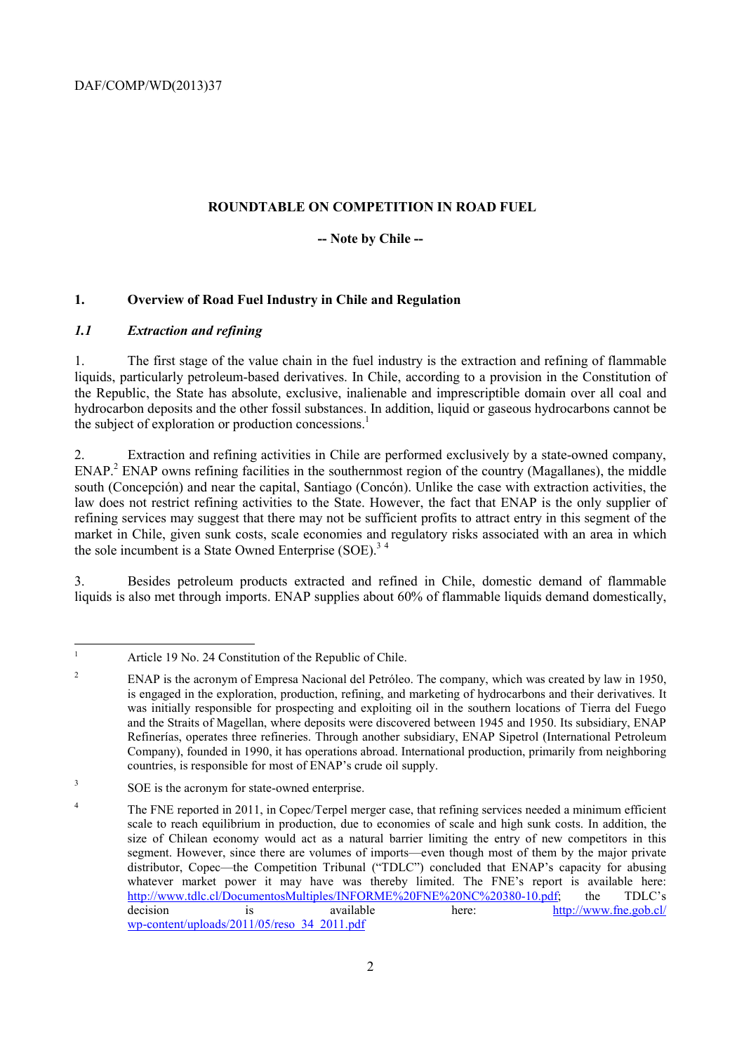## ROUNDTABLE ON COMPETITION IN ROAD FUEL

### -- Note by Chile --

## 1. Overview of Road Fuel Industry in Chile and Regulation

### *1.1 Extraction and refining*

1. The first stage of the value chain in the fuel industry is the extraction and refining of flammable liquids, particularly petroleum-based derivatives. In Chile, according to a provision in the Constitution of the Republic, the State has absolute, exclusive, inalienable and imprescriptible domain over all coal and hydrocarbon deposits and the other fossil substances. In addition, liquid or gaseous hydrocarbons cannot be the subject of exploration or production concessions.[1]

2. Extraction and refining activities in Chile are performed exclusively by a state-owned company, ENAP.[2] ENAP owns refining facilities in the southernmost region of the country (Magallanes), the middle south (Concepción) and near the capital, Santiago (Concón). Unlike the case with extraction activities, the law does not restrict refining activities to the State. However, the fact that ENAP is the only supplier of refining services may suggest that there may not be sufficient profits to attract entry in this segment of the market in Chile, given sunk costs, scale economies and regulatory risks associated with an area in which the sole incumbent is a State Owned Enterprise (SOE).[3] [4]

3. Besides petroleum products extracted and refined in Chile, domestic demand of flammable liquids is also met through imports. ENAP supplies about 60% of flammable liquids demand domestically,

---

[1] Article 19 No. 24 Constitution of the Republic of Chile.

[2] ENAP is the acronym of Empresa Nacional del Petróleo. The company, which was created by law in 1950, is engaged in the exploration, production, refining, and marketing of hydrocarbons and their derivatives. It was initially responsible for prospecting and exploiting oil in the southern locations of Tierra del Fuego and the Straits of Magellan, where deposits were discovered between 1945 and 1950. Its subsidiary, ENAP Refinerías, operates three refineries. Through another subsidiary, ENAP Sipetrol (International Petroleum Company), founded in 1990, it has operations abroad. International production, primarily from neighboring countries, is responsible for most of ENAP's crude oil supply.

[3] SOE is the acronym for state-owned enterprise.

[4] The FNE reported in 2011, in Copec/Terpel merger case, that refining services needed a minimum efficient scale to reach equilibrium in production, due to economies of scale and high sunk costs. In addition, the size of Chilean economy would act as a natural barrier limiting the entry of new competitors in this segment. However, since there are volumes of imports—even though most of them by the major private distributor, Copec—the Competition Tribunal ("TDLC") concluded that ENAP's capacity for abusing whatever market power it may have was thereby limited. The FNE's report is available here: http://www.tdlc.cl/DocumentosMultiples/INFORME%20FNE%20NC%20380-10.pdf; the TDLC's decision is available here: http://www.fne.gob.cl/wp-content/uploads/2011/05/reso_34_2011.pdf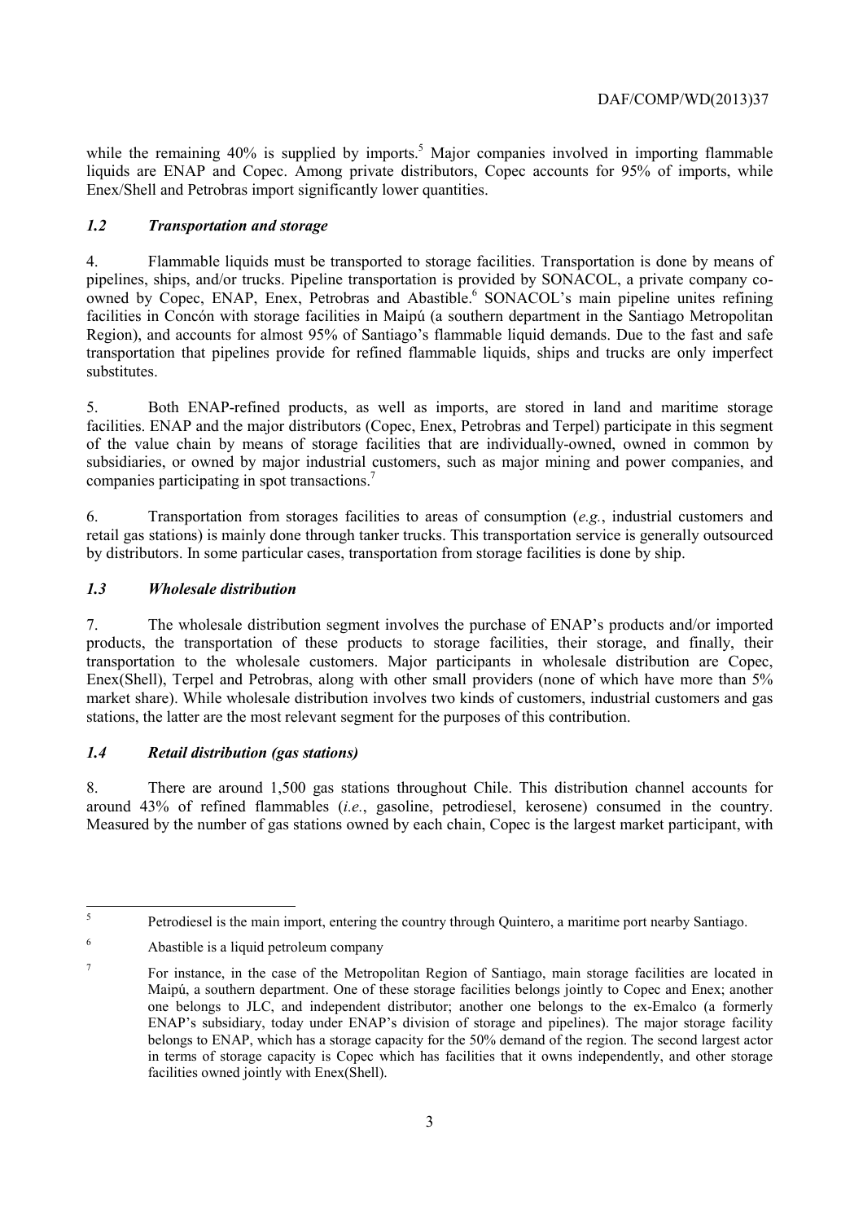while the remaining 40% is supplied by imports.[5] Major companies involved in importing flammable liquids are ENAP and Copec. Among private distributors, Copec accounts for 95% of imports, while Enex/Shell and Petrobras import significantly lower quantities.

### *1.2 Transportation and storage*

4. Flammable liquids must be transported to storage facilities. Transportation is done by means of pipelines, ships, and/or trucks. Pipeline transportation is provided by SONACOL, a private company co-owned by Copec, ENAP, Enex, Petrobras and Abastible.[6] SONACOL's main pipeline unites refining facilities in Concón with storage facilities in Maipú (a southern department in the Santiago Metropolitan Region), and accounts for almost 95% of Santiago's flammable liquid demands. Due to the fast and safe transportation that pipelines provide for refined flammable liquids, ships and trucks are only imperfect substitutes.

5. Both ENAP-refined products, as well as imports, are stored in land and maritime storage facilities. ENAP and the major distributors (Copec, Enex, Petrobras and Terpel) participate in this segment of the value chain by means of storage facilities that are individually-owned, owned in common by subsidiaries, or owned by major industrial customers, such as major mining and power companies, and companies participating in spot transactions.[7]

6. Transportation from storages facilities to areas of consumption (*e.g.*, industrial customers and retail gas stations) is mainly done through tanker trucks. This transportation service is generally outsourced by distributors. In some particular cases, transportation from storage facilities is done by ship.

### *1.3 Wholesale distribution*

7. The wholesale distribution segment involves the purchase of ENAP's products and/or imported products, the transportation of these products to storage facilities, their storage, and finally, their transportation to the wholesale customers. Major participants in wholesale distribution are Copec, Enex(Shell), Terpel and Petrobras, along with other small providers (none of which have more than 5% market share). While wholesale distribution involves two kinds of customers, industrial customers and gas stations, the latter are the most relevant segment for the purposes of this contribution.

### *1.4 Retail distribution (gas stations)*

8. There are around 1,500 gas stations throughout Chile. This distribution channel accounts for around 43% of refined flammables (*i.e.*, gasoline, petrodiesel, kerosene) consumed in the country. Measured by the number of gas stations owned by each chain, Copec is the largest market participant, with

---

[5] Petrodiesel is the main import, entering the country through Quintero, a maritime port nearby Santiago.

[6] Abastible is a liquid petroleum company

[7] For instance, in the case of the Metropolitan Region of Santiago, main storage facilities are located in Maipú, a southern department. One of these storage facilities belongs jointly to Copec and Enex; another one belongs to JLC, and independent distributor; another one belongs to the ex-Emalco (a formerly ENAP's subsidiary, today under ENAP's division of storage and pipelines). The major storage facility belongs to ENAP, which has a storage capacity for the 50% demand of the region. The second largest actor in terms of storage capacity is Copec which has facilities that it owns independently, and other storage facilities owned jointly with Enex(Shell).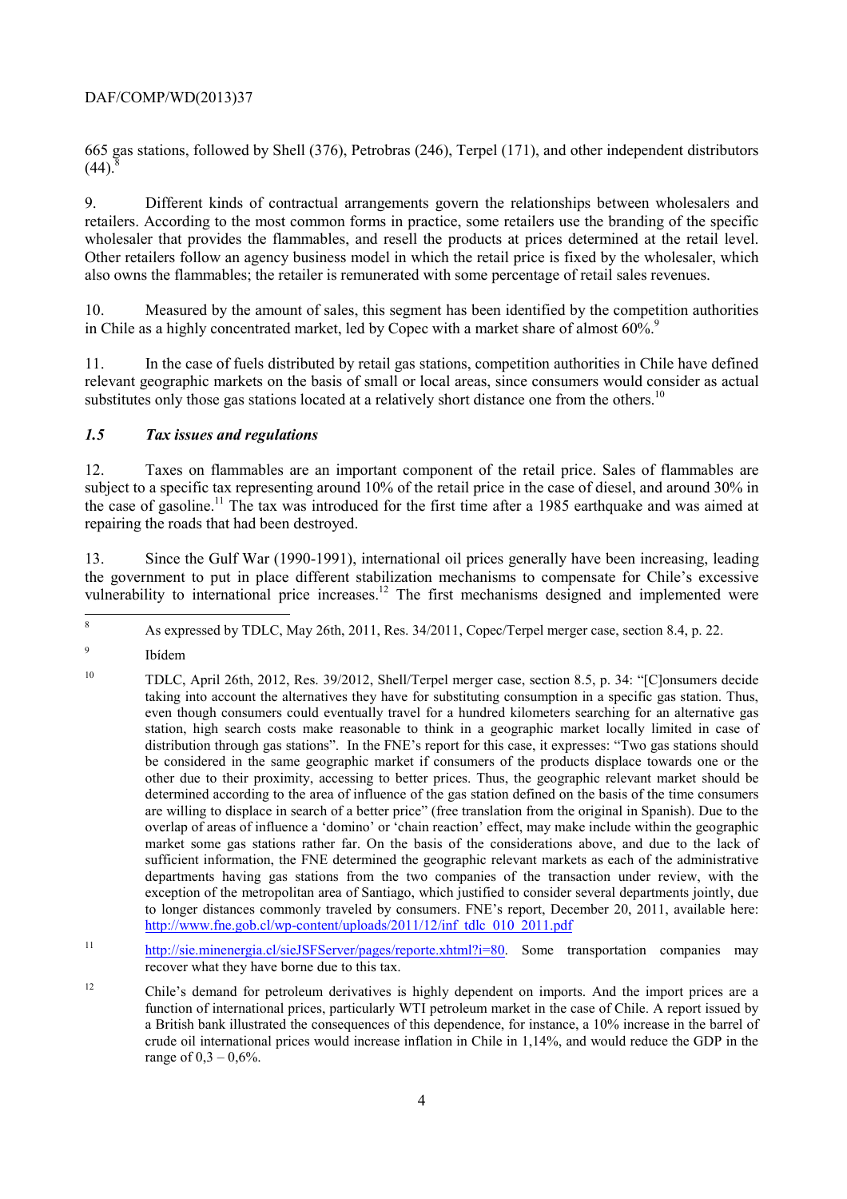665 gas stations, followed by Shell (376), Petrobras (246), Terpel (171), and other independent distributors (44).[8]

9. Different kinds of contractual arrangements govern the relationships between wholesalers and retailers. According to the most common forms in practice, some retailers use the branding of the specific wholesaler that provides the flammables, and resell the products at prices determined at the retail level. Other retailers follow an agency business model in which the retail price is fixed by the wholesaler, which also owns the flammables; the retailer is remunerated with some percentage of retail sales revenues.

10. Measured by the amount of sales, this segment has been identified by the competition authorities in Chile as a highly concentrated market, led by Copec with a market share of almost 60%.[9]

11. In the case of fuels distributed by retail gas stations, competition authorities in Chile have defined relevant geographic markets on the basis of small or local areas, since consumers would consider as actual substitutes only those gas stations located at a relatively short distance one from the others.[10]

### *1.5 Tax issues and regulations*

12. Taxes on flammables are an important component of the retail price. Sales of flammables are subject to a specific tax representing around 10% of the retail price in the case of diesel, and around 30% in the case of gasoline.[11] The tax was introduced for the first time after a 1985 earthquake and was aimed at repairing the roads that had been destroyed.

13. Since the Gulf War (1990-1991), international oil prices generally have been increasing, leading the government to put in place different stabilization mechanisms to compensate for Chile's excessive vulnerability to international price increases.[12] The first mechanisms designed and implemented were

---

[8] As expressed by TDLC, May 26th, 2011, Res. 34/2011, Copec/Terpel merger case, section 8.4, p. 22.

[9] Ibídem

[10] TDLC, April 26th, 2012, Res. 39/2012, Shell/Terpel merger case, section 8.5, p. 34: "[C]onsumers decide taking into account the alternatives they have for substituting consumption in a specific gas station. Thus, even though consumers could eventually travel for a hundred kilometers searching for an alternative gas station, high search costs make reasonable to think in a geographic market locally limited in case of distribution through gas stations". In the FNE's report for this case, it expresses: "Two gas stations should be considered in the same geographic market if consumers of the products displace towards one or the other due to their proximity, accessing to better prices. Thus, the geographic relevant market should be determined according to the area of influence of the gas station defined on the basis of the time consumers are willing to displace in search of a better price" (free translation from the original in Spanish). Due to the overlap of areas of influence a 'domino' or 'chain reaction' effect, may make include within the geographic market some gas stations rather far. On the basis of the considerations above, and due to the lack of sufficient information, the FNE determined the geographic relevant markets as each of the administrative departments having gas stations from the two companies of the transaction under review, with the exception of the metropolitan area of Santiago, which justified to consider several departments jointly, due to longer distances commonly traveled by consumers. FNE's report, December 20, 2011, available here: http://www.fne.gob.cl/wp-content/uploads/2011/12/inf_tdlc_010_2011.pdf

[11] http://sie.minenergia.cl/sieJSFServer/pages/reporte.xhtml?i=80. Some transportation companies may recover what they have borne due to this tax.

[12] Chile's demand for petroleum derivatives is highly dependent on imports. And the import prices are a function of international prices, particularly WTI petroleum market in the case of Chile. A report issued by a British bank illustrated the consequences of this dependence, for instance, a 10% increase in the barrel of crude oil international prices would increase inflation in Chile in 1,14%, and would reduce the GDP in the range of 0,3 – 0,6%.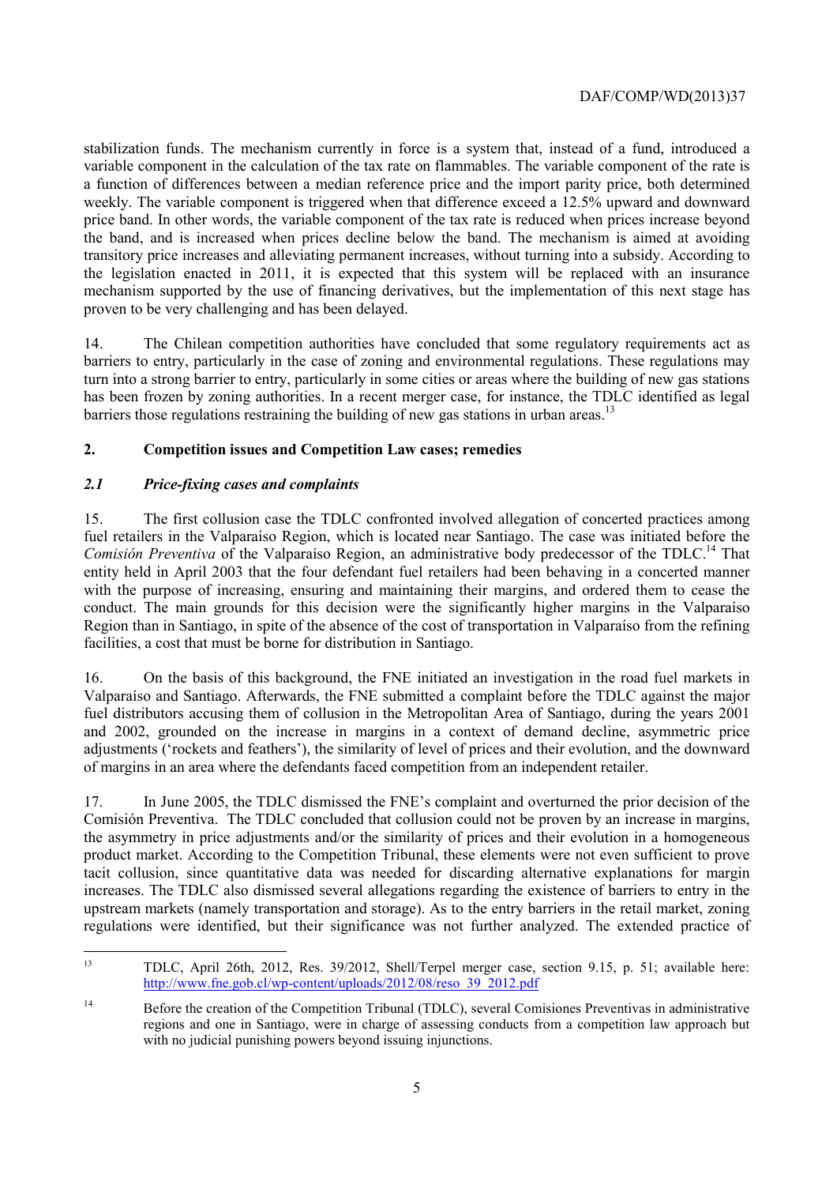stabilization funds. The mechanism currently in force is a system that, instead of a fund, introduced a variable component in the calculation of the tax rate on flammables. The variable component of the rate is a function of differences between a median reference price and the import parity price, both determined weekly. The variable component is triggered when that difference exceed a 12.5% upward and downward price band. In other words, the variable component of the tax rate is reduced when prices increase beyond the band, and is increased when prices decline below the band. The mechanism is aimed at avoiding transitory price increases and alleviating permanent increases, without turning into a subsidy. According to the legislation enacted in 2011, it is expected that this system will be replaced with an insurance mechanism supported by the use of financing derivatives, but the implementation of this next stage has proven to be very challenging and has been delayed.

14. The Chilean competition authorities have concluded that some regulatory requirements act as barriers to entry, particularly in the case of zoning and environmental regulations. These regulations may turn into a strong barrier to entry, particularly in some cities or areas where the building of new gas stations has been frozen by zoning authorities. In a recent merger case, for instance, the TDLC identified as legal barriers those regulations restraining the building of new gas stations in urban areas.[13]

## 2. Competition issues and Competition Law cases; remedies

### *2.1 Price-fixing cases and complaints*

15. The first collusion case the TDLC confronted involved allegation of concerted practices among fuel retailers in the Valparaíso Region, which is located near Santiago. The case was initiated before the *Comisión Preventiva* of the Valparaíso Region, an administrative body predecessor of the TDLC.[14] That entity held in April 2003 that the four defendant fuel retailers had been behaving in a concerted manner with the purpose of increasing, ensuring and maintaining their margins, and ordered them to cease the conduct. The main grounds for this decision were the significantly higher margins in the Valparaíso Region than in Santiago, in spite of the absence of the cost of transportation in Valparaíso from the refining facilities, a cost that must be borne for distribution in Santiago.

16. On the basis of this background, the FNE initiated an investigation in the road fuel markets in Valparaíso and Santiago. Afterwards, the FNE submitted a complaint before the TDLC against the major fuel distributors accusing them of collusion in the Metropolitan Area of Santiago, during the years 2001 and 2002, grounded on the increase in margins in a context of demand decline, asymmetric price adjustments ('rockets and feathers'), the similarity of level of prices and their evolution, and the downward of margins in an area where the defendants faced competition from an independent retailer.

17. In June 2005, the TDLC dismissed the FNE's complaint and overturned the prior decision of the Comisión Preventiva. The TDLC concluded that collusion could not be proven by an increase in margins, the asymmetry in price adjustments and/or the similarity of prices and their evolution in a homogeneous product market. According to the Competition Tribunal, these elements were not even sufficient to prove tacit collusion, since quantitative data was needed for discarding alternative explanations for margin increases. The TDLC also dismissed several allegations regarding the existence of barriers to entry in the upstream markets (namely transportation and storage). As to the entry barriers in the retail market, zoning regulations were identified, but their significance was not further analyzed. The extended practice of

---

[13] TDLC, April 26th, 2012, Res. 39/2012, Shell/Terpel merger case, section 9.15, p. 51; available here: http://www.fne.gob.cl/wp-content/uploads/2012/08/reso_39_2012.pdf

[14] Before the creation of the Competition Tribunal (TDLC), several Comisiones Preventivas in administrative regions and one in Santiago, were in charge of assessing conducts from a competition law approach but with no judicial punishing powers beyond issuing injunctions.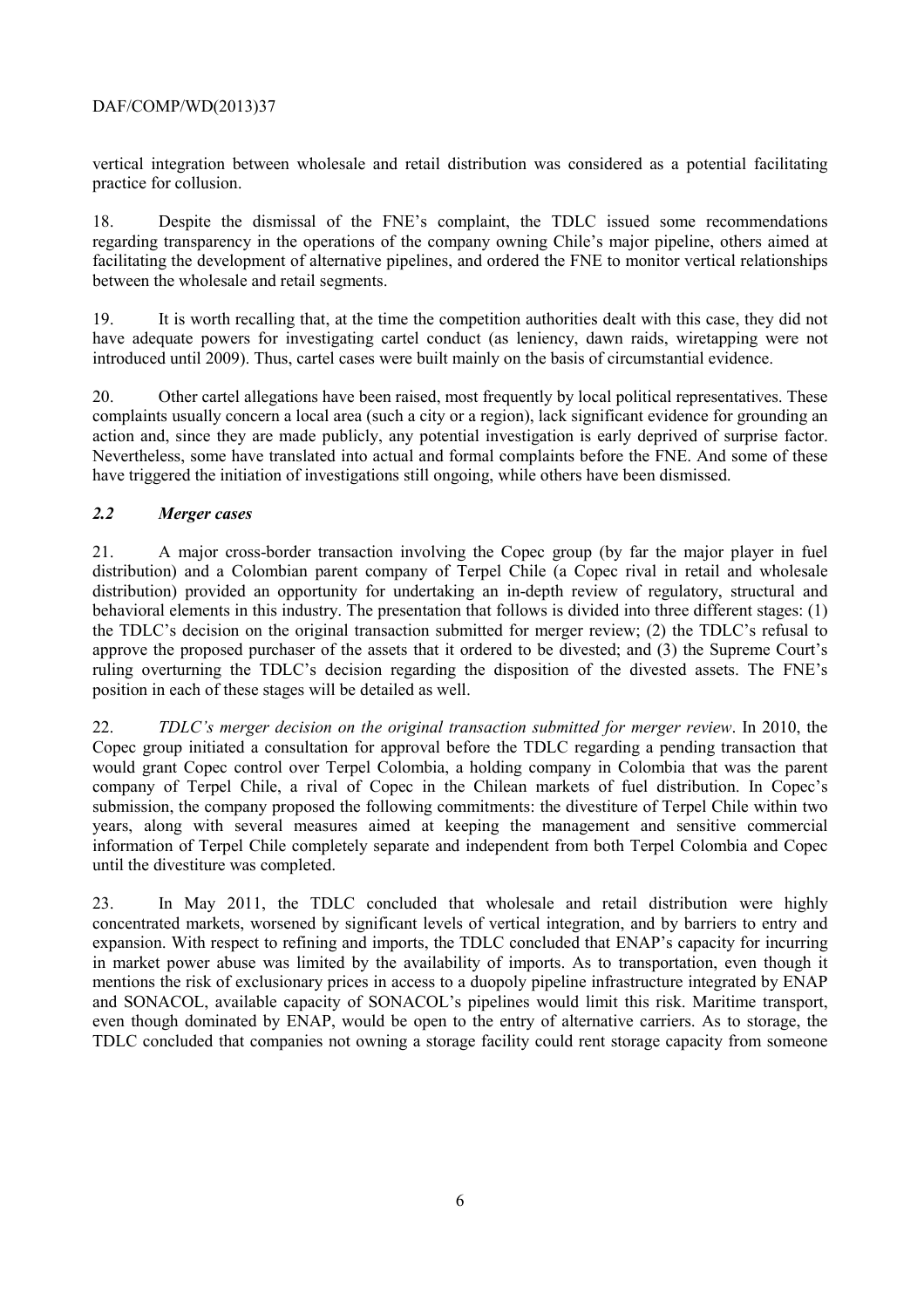vertical integration between wholesale and retail distribution was considered as a potential facilitating practice for collusion.

18. Despite the dismissal of the FNE's complaint, the TDLC issued some recommendations regarding transparency in the operations of the company owning Chile's major pipeline, others aimed at facilitating the development of alternative pipelines, and ordered the FNE to monitor vertical relationships between the wholesale and retail segments.

19. It is worth recalling that, at the time the competition authorities dealt with this case, they did not have adequate powers for investigating cartel conduct (as leniency, dawn raids, wiretapping were not introduced until 2009). Thus, cartel cases were built mainly on the basis of circumstantial evidence.

20. Other cartel allegations have been raised, most frequently by local political representatives. These complaints usually concern a local area (such a city or a region), lack significant evidence for grounding an action and, since they are made publicly, any potential investigation is early deprived of surprise factor. Nevertheless, some have translated into actual and formal complaints before the FNE. And some of these have triggered the initiation of investigations still ongoing, while others have been dismissed.

### *2.2 Merger cases*

21. A major cross-border transaction involving the Copec group (by far the major player in fuel distribution) and a Colombian parent company of Terpel Chile (a Copec rival in retail and wholesale distribution) provided an opportunity for undertaking an in-depth review of regulatory, structural and behavioral elements in this industry. The presentation that follows is divided into three different stages: (1) the TDLC's decision on the original transaction submitted for merger review; (2) the TDLC's refusal to approve the proposed purchaser of the assets that it ordered to be divested; and (3) the Supreme Court's ruling overturning the TDLC's decision regarding the disposition of the divested assets. The FNE's position in each of these stages will be detailed as well.

22. *TDLC's merger decision on the original transaction submitted for merger review*. In 2010, the Copec group initiated a consultation for approval before the TDLC regarding a pending transaction that would grant Copec control over Terpel Colombia, a holding company in Colombia that was the parent company of Terpel Chile, a rival of Copec in the Chilean markets of fuel distribution. In Copec's submission, the company proposed the following commitments: the divestiture of Terpel Chile within two years, along with several measures aimed at keeping the management and sensitive commercial information of Terpel Chile completely separate and independent from both Terpel Colombia and Copec until the divestiture was completed.

23. In May 2011, the TDLC concluded that wholesale and retail distribution were highly concentrated markets, worsened by significant levels of vertical integration, and by barriers to entry and expansion. With respect to refining and imports, the TDLC concluded that ENAP's capacity for incurring in market power abuse was limited by the availability of imports. As to transportation, even though it mentions the risk of exclusionary prices in access to a duopoly pipeline infrastructure integrated by ENAP and SONACOL, available capacity of SONACOL's pipelines would limit this risk. Maritime transport, even though dominated by ENAP, would be open to the entry of alternative carriers. As to storage, the TDLC concluded that companies not owning a storage facility could rent storage capacity from someone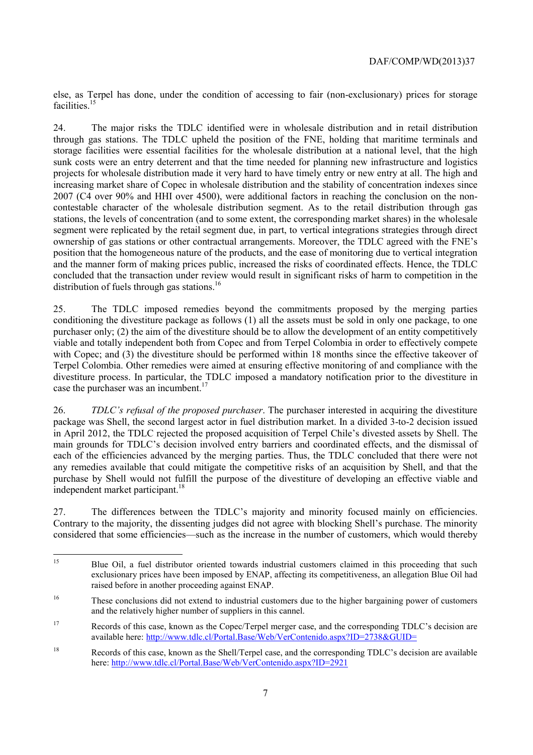else, as Terpel has done, under the condition of accessing to fair (non-exclusionary) prices for storage facilities.[15]

24. The major risks the TDLC identified were in wholesale distribution and in retail distribution through gas stations. The TDLC upheld the position of the FNE, holding that maritime terminals and storage facilities were essential facilities for the wholesale distribution at a national level, that the high sunk costs were an entry deterrent and that the time needed for planning new infrastructure and logistics projects for wholesale distribution made it very hard to have timely entry or new entry at all. The high and increasing market share of Copec in wholesale distribution and the stability of concentration indexes since 2007 (C4 over 90% and HHI over 4500), were additional factors in reaching the conclusion on the non-contestable character of the wholesale distribution segment. As to the retail distribution through gas stations, the levels of concentration (and to some extent, the corresponding market shares) in the wholesale segment were replicated by the retail segment due, in part, to vertical integrations strategies through direct ownership of gas stations or other contractual arrangements. Moreover, the TDLC agreed with the FNE's position that the homogeneous nature of the products, and the ease of monitoring due to vertical integration and the manner form of making prices public, increased the risks of coordinated effects. Hence, the TDLC concluded that the transaction under review would result in significant risks of harm to competition in the distribution of fuels through gas stations.[16]

25. The TDLC imposed remedies beyond the commitments proposed by the merging parties conditioning the divestiture package as follows (1) all the assets must be sold in only one package, to one purchaser only; (2) the aim of the divestiture should be to allow the development of an entity competitively viable and totally independent both from Copec and from Terpel Colombia in order to effectively compete with Copec; and (3) the divestiture should be performed within 18 months since the effective takeover of Terpel Colombia. Other remedies were aimed at ensuring effective monitoring of and compliance with the divestiture process. In particular, the TDLC imposed a mandatory notification prior to the divestiture in case the purchaser was an incumbent.[17]

26. *TDLC's refusal of the proposed purchaser*. The purchaser interested in acquiring the divestiture package was Shell, the second largest actor in fuel distribution market. In a divided 3-to-2 decision issued in April 2012, the TDLC rejected the proposed acquisition of Terpel Chile's divested assets by Shell. The main grounds for TDLC's decision involved entry barriers and coordinated effects, and the dismissal of each of the efficiencies advanced by the merging parties. Thus, the TDLC concluded that there were not any remedies available that could mitigate the competitive risks of an acquisition by Shell, and that the purchase by Shell would not fulfill the purpose of the divestiture of developing an effective viable and independent market participant.[18]

27. The differences between the TDLC's majority and minority focused mainly on efficiencies. Contrary to the majority, the dissenting judges did not agree with blocking Shell's purchase. The minority considered that some efficiencies—such as the increase in the number of customers, which would thereby

---

[15] Blue Oil, a fuel distributor oriented towards industrial customers claimed in this proceeding that such exclusionary prices have been imposed by ENAP, affecting its competitiveness, an allegation Blue Oil had raised before in another proceeding against ENAP.

[16] These conclusions did not extend to industrial customers due to the higher bargaining power of customers and the relatively higher number of suppliers in this cannel.

[17] Records of this case, known as the Copec/Terpel merger case, and the corresponding TDLC's decision are available here: http://www.tdlc.cl/Portal.Base/Web/VerContenido.aspx?ID=2738&GUID=

[18] Records of this case, known as the Shell/Terpel case, and the corresponding TDLC's decision are available here: http://www.tdlc.cl/Portal.Base/Web/VerContenido.aspx?ID=2921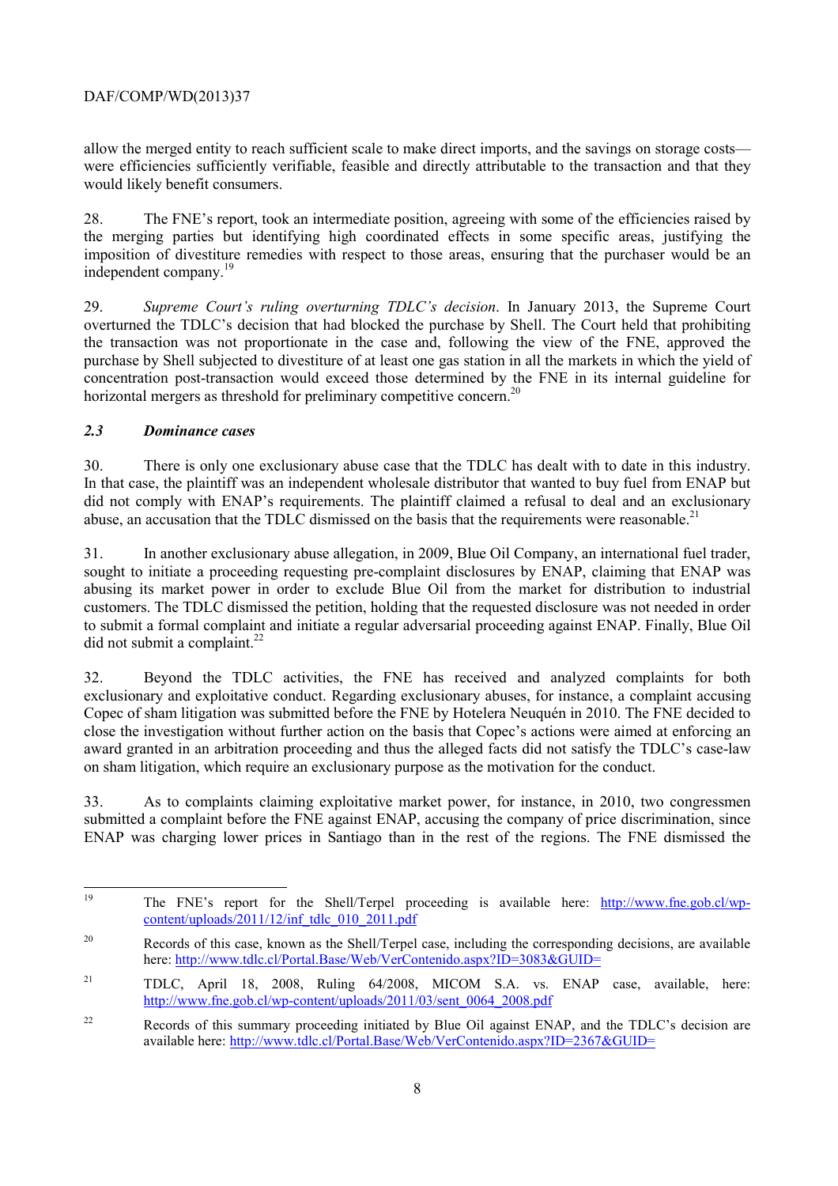allow the merged entity to reach sufficient scale to make direct imports, and the savings on storage costs—were efficiencies sufficiently verifiable, feasible and directly attributable to the transaction and that they would likely benefit consumers.

28. The FNE's report, took an intermediate position, agreeing with some of the efficiencies raised by the merging parties but identifying high coordinated effects in some specific areas, justifying the imposition of divestiture remedies with respect to those areas, ensuring that the purchaser would be an independent company.[19]

29. *Supreme Court's ruling overturning TDLC's decision*. In January 2013, the Supreme Court overturned the TDLC's decision that had blocked the purchase by Shell. The Court held that prohibiting the transaction was not proportionate in the case and, following the view of the FNE, approved the purchase by Shell subjected to divestiture of at least one gas station in all the markets in which the yield of concentration post-transaction would exceed those determined by the FNE in its internal guideline for horizontal mergers as threshold for preliminary competitive concern.[20]

### *2.3 Dominance cases*

30. There is only one exclusionary abuse case that the TDLC has dealt with to date in this industry. In that case, the plaintiff was an independent wholesale distributor that wanted to buy fuel from ENAP but did not comply with ENAP's requirements. The plaintiff claimed a refusal to deal and an exclusionary abuse, an accusation that the TDLC dismissed on the basis that the requirements were reasonable.[21]

31. In another exclusionary abuse allegation, in 2009, Blue Oil Company, an international fuel trader, sought to initiate a proceeding requesting pre-complaint disclosures by ENAP, claiming that ENAP was abusing its market power in order to exclude Blue Oil from the market for distribution to industrial customers. The TDLC dismissed the petition, holding that the requested disclosure was not needed in order to submit a formal complaint and initiate a regular adversarial proceeding against ENAP. Finally, Blue Oil did not submit a complaint.[22]

32. Beyond the TDLC activities, the FNE has received and analyzed complaints for both exclusionary and exploitative conduct. Regarding exclusionary abuses, for instance, a complaint accusing Copec of sham litigation was submitted before the FNE by Hotelera Neuquén in 2010. The FNE decided to close the investigation without further action on the basis that Copec's actions were aimed at enforcing an award granted in an arbitration proceeding and thus the alleged facts did not satisfy the TDLC's case-law on sham litigation, which require an exclusionary purpose as the motivation for the conduct.

33. As to complaints claiming exploitative market power, for instance, in 2010, two congressmen submitted a complaint before the FNE against ENAP, accusing the company of price discrimination, since ENAP was charging lower prices in Santiago than in the rest of the regions. The FNE dismissed the

---

[19] The FNE's report for the Shell/Terpel proceeding is available here: http://www.fne.gob.cl/wp-content/uploads/2011/12/inf_tdlc_010_2011.pdf

[20] Records of this case, known as the Shell/Terpel case, including the corresponding decisions, are available here: http://www.tdlc.cl/Portal.Base/Web/VerContenido.aspx?ID=3083&GUID=

[21] TDLC, April 18, 2008, Ruling 64/2008, MICOM S.A. vs. ENAP case, available, here: http://www.fne.gob.cl/wp-content/uploads/2011/03/sent_0064_2008.pdf

[22] Records of this summary proceeding initiated by Blue Oil against ENAP, and the TDLC's decision are available here: http://www.tdlc.cl/Portal.Base/Web/VerContenido.aspx?ID=2367&GUID=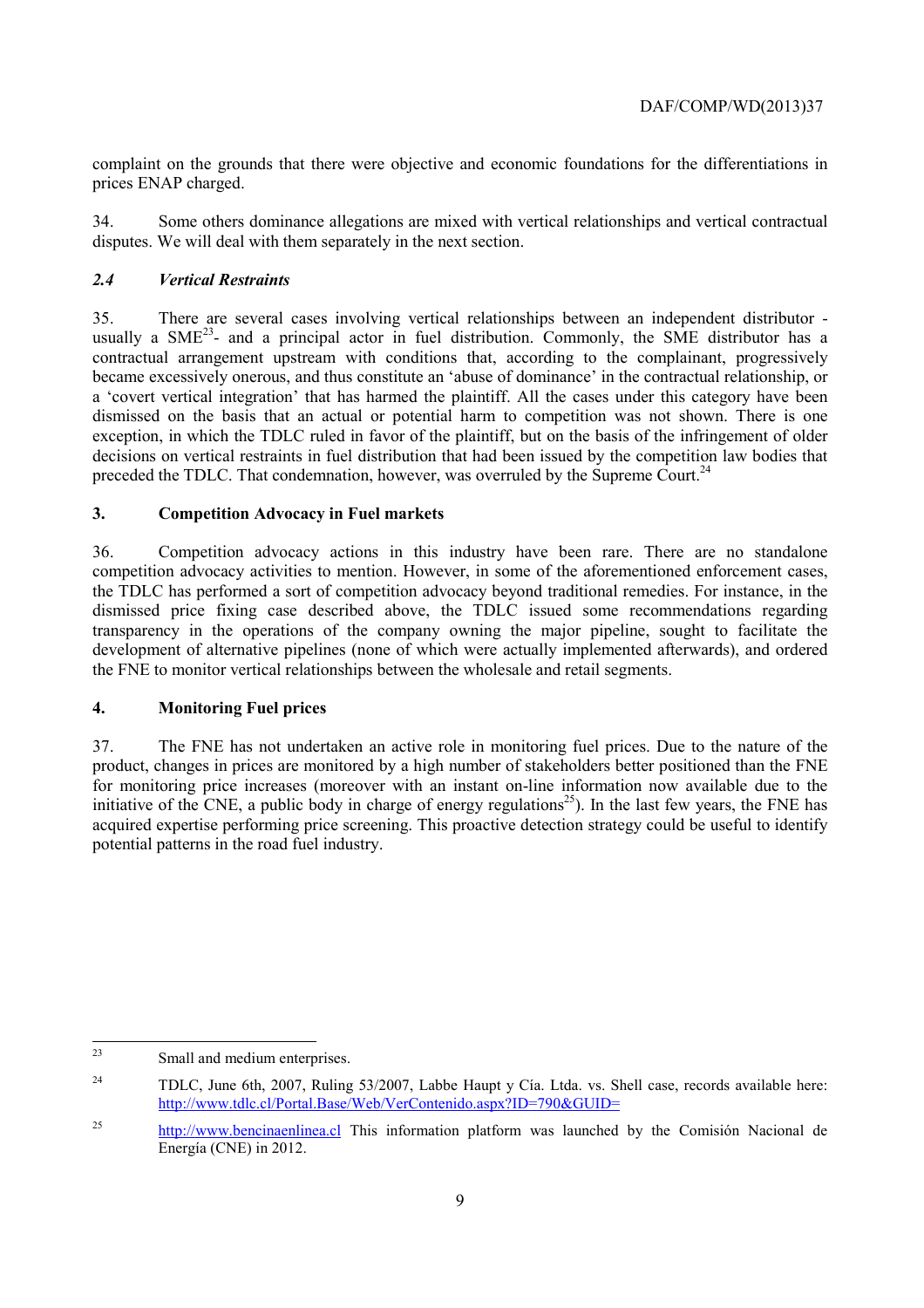complaint on the grounds that there were objective and economic foundations for the differentiations in prices ENAP charged.

34. Some others dominance allegations are mixed with vertical relationships and vertical contractual disputes. We will deal with them separately in the next section.

### *2.4 Vertical Restraints*

35. There are several cases involving vertical relationships between an independent distributor - usually a SME[23]- and a principal actor in fuel distribution. Commonly, the SME distributor has a contractual arrangement upstream with conditions that, according to the complainant, progressively became excessively onerous, and thus constitute an 'abuse of dominance' in the contractual relationship, or a 'covert vertical integration' that has harmed the plaintiff. All the cases under this category have been dismissed on the basis that an actual or potential harm to competition was not shown. There is one exception, in which the TDLC ruled in favor of the plaintiff, but on the basis of the infringement of older decisions on vertical restraints in fuel distribution that had been issued by the competition law bodies that preceded the TDLC. That condemnation, however, was overruled by the Supreme Court.[24]

## 3. Competition Advocacy in Fuel markets

36. Competition advocacy actions in this industry have been rare. There are no standalone competition advocacy activities to mention. However, in some of the aforementioned enforcement cases, the TDLC has performed a sort of competition advocacy beyond traditional remedies. For instance, in the dismissed price fixing case described above, the TDLC issued some recommendations regarding transparency in the operations of the company owning the major pipeline, sought to facilitate the development of alternative pipelines (none of which were actually implemented afterwards), and ordered the FNE to monitor vertical relationships between the wholesale and retail segments.

## 4. Monitoring Fuel prices

37. The FNE has not undertaken an active role in monitoring fuel prices. Due to the nature of the product, changes in prices are monitored by a high number of stakeholders better positioned than the FNE for monitoring price increases (moreover with an instant on-line information now available due to the initiative of the CNE, a public body in charge of energy regulations[25]). In the last few years, the FNE has acquired expertise performing price screening. This proactive detection strategy could be useful to identify potential patterns in the road fuel industry.

---

[23] Small and medium enterprises.

[24] TDLC, June 6th, 2007, Ruling 53/2007, Labbe Haupt y Cía. Ltda. vs. Shell case, records available here: http://www.tdlc.cl/Portal.Base/Web/VerContenido.aspx?ID=790&GUID=

[25] http://www.bencinaenlinea.cl This information platform was launched by the Comisión Nacional de Energía (CNE) in 2012.